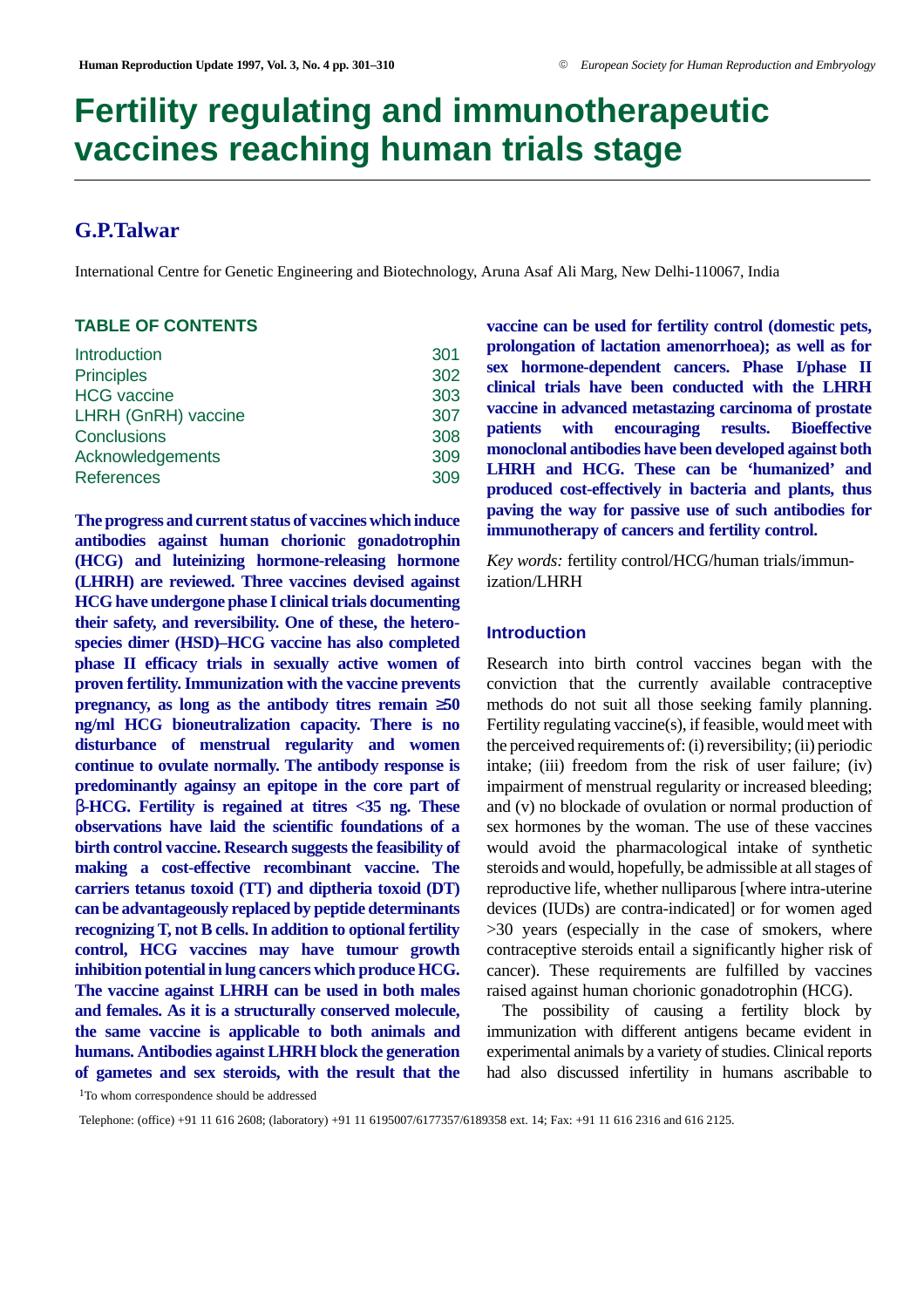# Fertility regulating and immunotherapeutic vaccines reaching human trials stage

## G.P.Talwar

International Centre for Genetic Engineering and Biotechnology, Aruna Asaf Ali Marg, New Delhi-110067, India

### TABLE OF CONTENTS

| | |
|---|---|
| Introduction | 301 |
| Principles | 302 |
| HCG vaccine | 303 |
| LHRH (GnRH) vaccine | 307 |
| Conclusions | 308 |
| Acknowledgements | 309 |
| References | 309 |

**The progress and current status of vaccines which induce antibodies against human chorionic gonadotrophin (HCG) and luteinizing hormone-releasing hormone (LHRH) are reviewed. Three vaccines devised against HCG have undergone phase I clinical trials documenting their safety, and reversibility. One of these, the hetero-species dimer (HSD)–HCG vaccine has also completed phase II efficacy trials in sexually active women of proven fertility. Immunization with the vaccine prevents pregnancy, as long as the antibody titres remain ≥50 ng/ml HCG bioneutralization capacity. There is no disturbance of menstrual regularity and women continue to ovulate normally. The antibody response is predominantly againsy an epitope in the core part of β-HCG. Fertility is regained at titres <35 ng. These observations have laid the scientific foundations of a birth control vaccine. Research suggests the feasibility of making a cost-effective recombinant vaccine. The carriers tetanus toxoid (TT) and diptheria toxoid (DT) can be advantageously replaced by peptide determinants recognizing T, not B cells. In addition to optional fertility control, HCG vaccines may have tumour growth inhibition potential in lung cancers which produce HCG. The vaccine against LHRH can be used in both males and females. As it is a structurally conserved molecule, the same vaccine is applicable to both animals and humans. Antibodies against LHRH block the generation of gametes and sex steroids, with the result that the vaccine can be used for fertility control (domestic pets, prolongation of lactation amenorrhoea); as well as for sex hormone-dependent cancers. Phase I/phase II clinical trials have been conducted with the LHRH vaccine in advanced metastazing carcinoma of prostate patients with encouraging results. Bioeffective monoclonal antibodies have been developed against both LHRH and HCG. These can be 'humanized' and produced cost-effectively in bacteria and plants, thus paving the way for passive use of such antibodies for immunotherapy of cancers and fertility control.**

*Key words:* fertility control/HCG/human trials/immunization/LHRH

### Introduction

Research into birth control vaccines began with the conviction that the currently available contraceptive methods do not suit all those seeking family planning. Fertility regulating vaccine(s), if feasible, would meet with the perceived requirements of: (i) reversibility; (ii) periodic intake; (iii) freedom from the risk of user failure; (iv) impairment of menstrual regularity or increased bleeding; and (v) no blockade of ovulation or normal production of sex hormones by the woman. The use of these vaccines would avoid the pharmacological intake of synthetic steroids and would, hopefully, be admissible at all stages of reproductive life, whether nulliparous [where intra-uterine devices (IUDs) are contra-indicated] or for women aged >30 years (especially in the case of smokers, where contraceptive steroids entail a significantly higher risk of cancer). These requirements are fulfilled by vaccines raised against human chorionic gonadotrophin (HCG).

The possibility of causing a fertility block by immunization with different antigens became evident in experimental animals by a variety of studies. Clinical reports had also discussed infertility in humans ascribable to

[1]To whom correspondence should be addressed

Telephone: (office) +91 11 616 2608; (laboratory) +91 11 6195007/6177357/6189358 ext. 14; Fax: +91 11 616 2316 and 616 2125.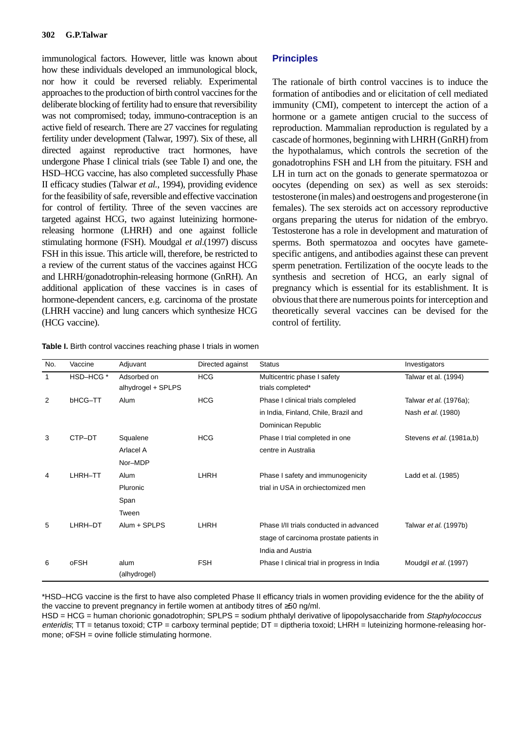immunological factors. However, little was known about how these individuals developed an immunological block, nor how it could be reversed reliably. Experimental approaches to the production of birth control vaccines for the deliberate blocking of fertility had to ensure that reversibility was not compromised; today, immuno-contraception is an active field of research. There are 27 vaccines for regulating fertility under development (Talwar, 1997). Six of these, all directed against reproductive tract hormones, have undergone Phase I clinical trials (see Table I) and one, the HSD–HCG vaccine, has also completed successfully Phase II efficacy studies (Talwar *et al.*, 1994), providing evidence for the feasibility of safe, reversible and effective vaccination for control of fertility. Three of the seven vaccines are targeted against HCG, two against luteinizing hormone-releasing hormone (LHRH) and one against follicle stimulating hormone (FSH). Moudgal *et al*.(1997) discuss FSH in this issue. This article will, therefore, be restricted to a review of the current status of the vaccines against HCG and LHRH/gonadotrophin-releasing hormone (GnRH). An additional application of these vaccines is in cases of hormone-dependent cancers, e.g. carcinoma of the prostate (LHRH vaccine) and lung cancers which synthesize HCG (HCG vaccine).

## Principles

The rationale of birth control vaccines is to induce the formation of antibodies and or elicitation of cell mediated immunity (CMI), competent to intercept the action of a hormone or a gamete antigen crucial to the success of reproduction. Mammalian reproduction is regulated by a cascade of hormones, beginning with LHRH (GnRH) from the hypothalamus, which controls the secretion of the gonadotrophins FSH and LH from the pituitary. FSH and LH in turn act on the gonads to generate spermatozoa or oocytes (depending on sex) as well as sex steroids: testosterone (in males) and oestrogens and progesterone (in females). The sex steroids act on accessory reproductive organs preparing the uterus for nidation of the embryo. Testosterone has a role in development and maturation of sperms. Both spermatozoa and oocytes have gamete-specific antigens, and antibodies against these can prevent sperm penetration. Fertilization of the oocyte leads to the synthesis and secretion of HCG, an early signal of pregnancy which is essential for its establishment. It is obvious that there are numerous points for interception and theoretically several vaccines can be devised for the control of fertility.

**Table I.** Birth control vaccines reaching phase I trials in women

| No. | Vaccine | Adjuvant | Directed against | Status | Investigators |
|---|---|---|---|---|---|
| 1 | HSD–HCG * | Adsorbed on alhydrogel + SPLPS | HCG | Multicentric phase I safety trials completed* | Talwar et al. (1994) |
| 2 | bHCG–TT | Alum | HCG | Phase I clinical trials compleled in India, Finland, Chile, Brazil and Dominican Republic | Talwar *et al.* (1976a); Nash *et al.* (1980) |
| 3 | CTP–DT | Squalene Arlacel A Nor–MDP | HCG | Phase I trial completed in one centre in Australia | Stevens *et al.* (1981a,b) |
| 4 | LHRH–TT | Alum Pluronic Span Tween | LHRH | Phase I safety and immunogenicity trial in USA in orchiectomized men | Ladd et al. (1985) |
| 5 | LHRH–DT | Alum + SPLPS | LHRH | Phase I/II trials conducted in advanced stage of carcinoma prostate patients in India and Austria | Talwar *et al.* (1997b) |
| 6 | oFSH | alum (alhydrogel) | FSH | Phase I clinical trial in progress in India | Moudgil *et al.* (1997) |

*HSD–HCG vaccine is the first to have also completed Phase II efficancy trials in women providing evidence for the the ability of the vaccine to prevent pregnancy in fertile women at antibody titres of ≥50 ng/ml.

HSD = HCG = human chorionic gonadotrophin; SPLPS = sodium phthalyl derivative of lipopolysaccharide from *Staphylococcus enteridis*; TT = tetanus toxoid; CTP = carboxy terminal peptide; DT = diptheria toxoid; LHRH = luteinizing hormone-releasing hormone; oFSH = ovine follicle stimulating hormone.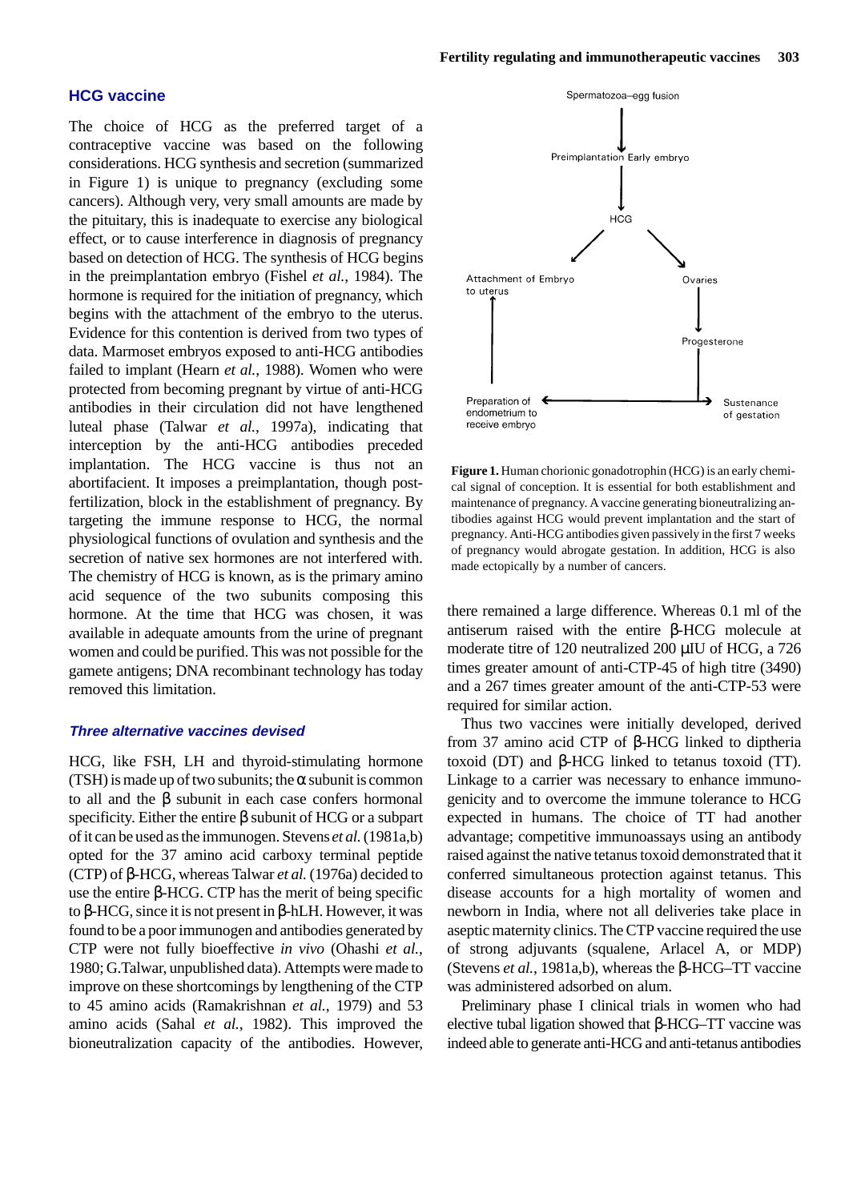## HCG vaccine

The choice of HCG as the preferred target of a contraceptive vaccine was based on the following considerations. HCG synthesis and secretion (summarized in Figure 1) is unique to pregnancy (excluding some cancers). Although very, very small amounts are made by the pituitary, this is inadequate to exercise any biological effect, or to cause interference in diagnosis of pregnancy based on detection of HCG. The synthesis of HCG begins in the preimplantation embryo (Fishel *et al.*, 1984). The hormone is required for the initiation of pregnancy, which begins with the attachment of the embryo to the uterus. Evidence for this contention is derived from two types of data. Marmoset embryos exposed to anti-HCG antibodies failed to implant (Hearn *et al.*, 1988). Women who were protected from becoming pregnant by virtue of anti-HCG antibodies in their circulation did not have lengthened luteal phase (Talwar *et al.*, 1997a), indicating that interception by the anti-HCG antibodies preceded implantation. The HCG vaccine is thus not an abortifacient. It imposes a preimplantation, though post-fertilization, block in the establishment of pregnancy. By targeting the immune response to HCG, the normal physiological functions of ovulation and synthesis and the secretion of native sex hormones are not interfered with. The chemistry of HCG is known, as is the primary amino acid sequence of the two subunits composing this hormone. At the time that HCG was chosen, it was available in adequate amounts from the urine of pregnant women and could be purified. This was not possible for the gamete antigens; DNA recombinant technology has today removed this limitation.

Spermatozoa–egg fusion → Preimplantation Early embryo → HCG → Attachment of Embryo to uterus; HCG → Ovaries → Progesterone → Sustenance of gestation; Progesterone → Preparation of endometrium to receive embryo → Attachment of Embryo to uterus

**Figure 1.** Human chorionic gonadotrophin (HCG) is an early chemical signal of conception. It is essential for both establishment and maintenance of pregnancy. A vaccine generating bioneutralizing antibodies against HCG would prevent implantation and the start of pregnancy. Anti-HCG antibodies given passively in the first 7 weeks of pregnancy would abrogate gestation. In addition, HCG is also made ectopically by a number of cancers.

### *Three alternative vaccines devised*

HCG, like FSH, LH and thyroid-stimulating hormone (TSH) is made up of two subunits; the α subunit is common to all and the β subunit in each case confers hormonal specificity. Either the entire β subunit of HCG or a subpart of it can be used as the immunogen. Stevens *et al.* (1981a,b) opted for the 37 amino acid carboxy terminal peptide (CTP) of β-HCG, whereas Talwar *et al.* (1976a) decided to use the entire β-HCG. CTP has the merit of being specific to β-HCG, since it is not present in β-hLH. However, it was found to be a poor immunogen and antibodies generated by CTP were not fully bioeffective *in vivo* (Ohashi *et al.*, 1980; G.Talwar, unpublished data). Attempts were made to improve on these shortcomings by lengthening of the CTP to 45 amino acids (Ramakrishnan *et al.*, 1979) and 53 amino acids (Sahal *et al.*, 1982). This improved the bioneutralization capacity of the antibodies. However, there remained a large difference. Whereas 0.1 ml of the antiserum raised with the entire β-HCG molecule at moderate titre of 120 neutralized 200 μIU of HCG, a 726 times greater amount of anti-CTP-45 of high titre (3490) and a 267 times greater amount of the anti-CTP-53 were required for similar action.

Thus two vaccines were initially developed, derived from 37 amino acid CTP of β-HCG linked to diptheria toxoid (DT) and β-HCG linked to tetanus toxoid (TT). Linkage to a carrier was necessary to enhance immunogenicity and to overcome the immune tolerance to HCG expected in humans. The choice of TT had another advantage; competitive immunoassays using an antibody raised against the native tetanus toxoid demonstrated that it conferred simultaneous protection against tetanus. This disease accounts for a high mortality of women and newborn in India, where not all deliveries take place in aseptic maternity clinics. The CTP vaccine required the use of strong adjuvants (squalene, Arlacel A, or MDP) (Stevens *et al.*, 1981a,b), whereas the β-HCG–TT vaccine was administered adsorbed on alum.

Preliminary phase I clinical trials in women who had elective tubal ligation showed that β-HCG–TT vaccine was indeed able to generate anti-HCG and anti-tetanus antibodies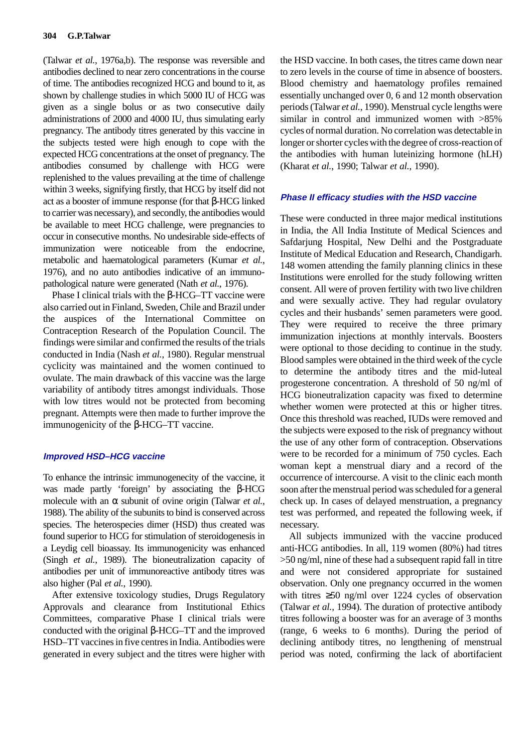(Talwar *et al.*, 1976a,b). The response was reversible and antibodies declined to near zero concentrations in the course of time. The antibodies recognized HCG and bound to it, as shown by challenge studies in which 5000 IU of HCG was given as a single bolus or as two consecutive daily administrations of 2000 and 4000 IU, thus simulating early pregnancy. The antibody titres generated by this vaccine in the subjects tested were high enough to cope with the expected HCG concentrations at the onset of pregnancy. The antibodies consumed by challenge with HCG were replenished to the values prevailing at the time of challenge within 3 weeks, signifying firstly, that HCG by itself did not act as a booster of immune response (for that β-HCG linked to carrier was necessary), and secondly, the antibodies would be available to meet HCG challenge, were pregnancies to occur in consecutive months. No undesirable side-effects of immunization were noticeable from the endocrine, metabolic and haematological parameters (Kumar *et al.*, 1976), and no auto antibodies indicative of an immunopathological nature were generated (Nath *et al.*, 1976).

Phase I clinical trials with the β-HCG–TT vaccine were also carried out in Finland, Sweden, Chile and Brazil under the auspices of the International Committee on Contraception Research of the Population Council. The findings were similar and confirmed the results of the trials conducted in India (Nash *et al.*, 1980). Regular menstrual cyclicity was maintained and the women continued to ovulate. The main drawback of this vaccine was the large variability of antibody titres amongst individuals. Those with low titres would not be protected from becoming pregnant. Attempts were then made to further improve the immunogenicity of the β-HCG–TT vaccine.

### Improved HSD–HCG vaccine

To enhance the intrinsic immunogenecity of the vaccine, it was made partly 'foreign' by associating the β-HCG molecule with an α subunit of ovine origin (Talwar *et al.*, 1988). The ability of the subunits to bind is conserved across species. The heterospecies dimer (HSD) thus created was found superior to HCG for stimulation of steroidogenesis in a Leydig cell bioassay. Its immunogenicity was enhanced (Singh *et al.*, 1989). The bioneutralization capacity of antibodies per unit of immunoreactive antibody titres was also higher (Pal *et al.*, 1990).

After extensive toxicology studies, Drugs Regulatory Approvals and clearance from Institutional Ethics Committees, comparative Phase I clinical trials were conducted with the original β-HCG–TT and the improved HSD–TT vaccines in five centres in India. Antibodies were generated in every subject and the titres were higher with the HSD vaccine. In both cases, the titres came down near to zero levels in the course of time in absence of boosters. Blood chemistry and haematology profiles remained essentially unchanged over 0, 6 and 12 month observation periods (Talwar *et al.*, 1990). Menstrual cycle lengths were similar in control and immunized women with >85% cycles of normal duration. No correlation was detectable in longer or shorter cycles with the degree of cross-reaction of the antibodies with human luteinizing hormone (hLH) (Kharat *et al.*, 1990; Talwar *et al.*, 1990).

### Phase II efficacy studies with the HSD vaccine

These were conducted in three major medical institutions in India, the All India Institute of Medical Sciences and Safdarjung Hospital, New Delhi and the Postgraduate Institute of Medical Education and Research, Chandigarh. 148 women attending the family planning clinics in these Institutions were enrolled for the study following written consent. All were of proven fertility with two live children and were sexually active. They had regular ovulatory cycles and their husbands' semen parameters were good. They were required to receive the three primary immunization injections at monthly intervals. Boosters were optional to those deciding to continue in the study. Blood samples were obtained in the third week of the cycle to determine the antibody titres and the mid-luteal progesterone concentration. A threshold of 50 ng/ml of HCG bioneutralization capacity was fixed to determine whether women were protected at this or higher titres. Once this threshold was reached, IUDs were removed and the subjects were exposed to the risk of pregnancy without the use of any other form of contraception. Observations were to be recorded for a minimum of 750 cycles. Each woman kept a menstrual diary and a record of the occurrence of intercourse. A visit to the clinic each month soon after the menstrual period was scheduled for a general check up. In cases of delayed menstruation, a pregnancy test was performed, and repeated the following week, if necessary.

All subjects immunized with the vaccine produced anti-HCG antibodies. In all, 119 women (80%) had titres >50 ng/ml, nine of these had a subsequent rapid fall in titre and were not considered appropriate for sustained observation. Only one pregnancy occurred in the women with titres ≥50 ng/ml over 1224 cycles of observation (Talwar *et al.*, 1994). The duration of protective antibody titres following a booster was for an average of 3 months (range, 6 weeks to 6 months). During the period of declining antibody titres, no lengthening of menstrual period was noted, confirming the lack of abortifacient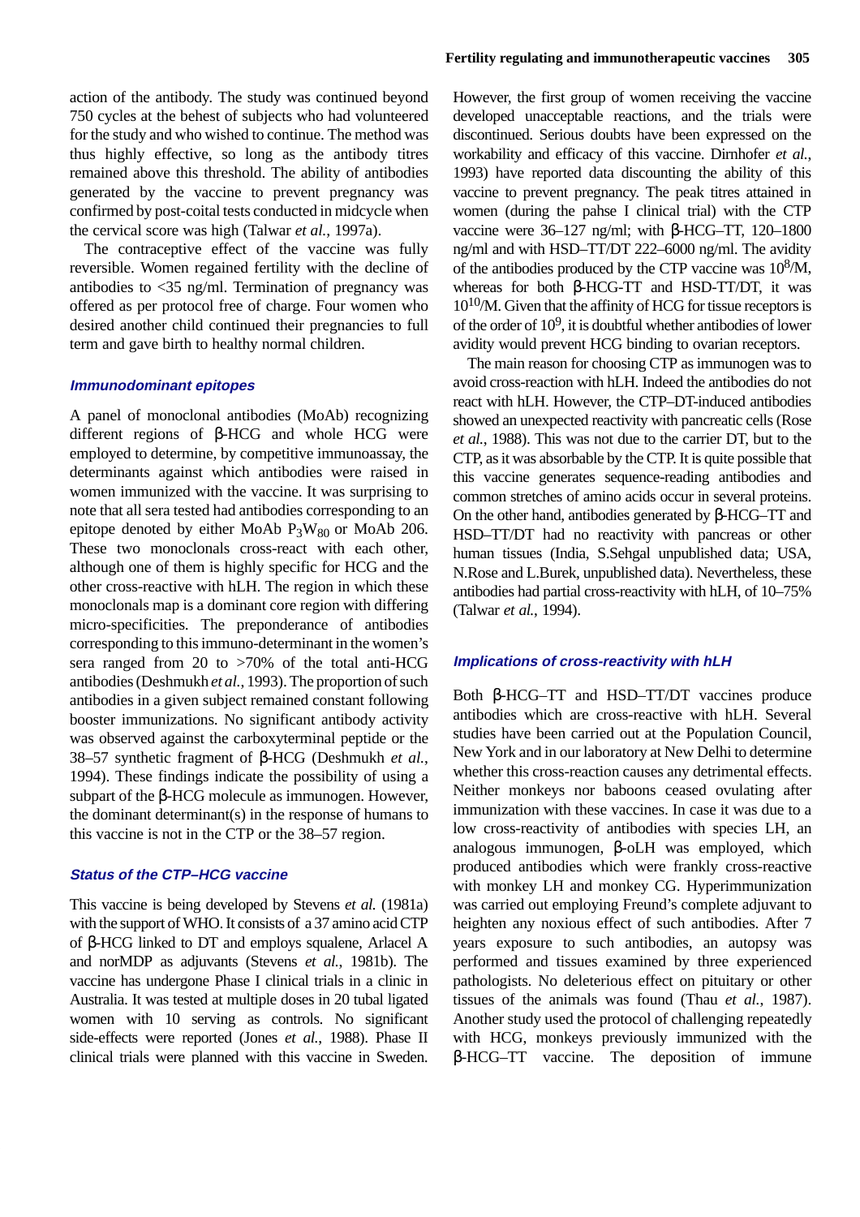action of the antibody. The study was continued beyond 750 cycles at the behest of subjects who had volunteered for the study and who wished to continue. The method was thus highly effective, so long as the antibody titres remained above this threshold. The ability of antibodies generated by the vaccine to prevent pregnancy was confirmed by post-coital tests conducted in midcycle when the cervical score was high (Talwar *et al.*, 1997a).

The contraceptive effect of the vaccine was fully reversible. Women regained fertility with the decline of antibodies to <35 ng/ml. Termination of pregnancy was offered as per protocol free of charge. Four women who desired another child continued their pregnancies to full term and gave birth to healthy normal children.

### *Immunodominant epitopes*

A panel of monoclonal antibodies (MoAb) recognizing different regions of β-HCG and whole HCG were employed to determine, by competitive immunoassay, the determinants against which antibodies were raised in women immunized with the vaccine. It was surprising to note that all sera tested had antibodies corresponding to an epitope denoted by either MoAb $P_3W_{80}$ or MoAb 206. These two monoclonals cross-react with each other, although one of them is highly specific for HCG and the other cross-reactive with hLH. The region in which these monoclonals map is a dominant core region with differing micro-specificities. The preponderance of antibodies corresponding to this immuno-determinant in the women's sera ranged from 20 to >70% of the total anti-HCG antibodies (Deshmukh *et al.*, 1993). The proportion of such antibodies in a given subject remained constant following booster immunizations. No significant antibody activity was observed against the carboxyterminal peptide or the 38–57 synthetic fragment of β-HCG (Deshmukh *et al.*, 1994). These findings indicate the possibility of using a subpart of the β-HCG molecule as immunogen. However, the dominant determinant(s) in the response of humans to this vaccine is not in the CTP or the 38–57 region.

### *Status of the CTP–HCG vaccine*

This vaccine is being developed by Stevens *et al.* (1981a) with the support of WHO. It consists of a 37 amino acid CTP of β-HCG linked to DT and employs squalene, Arlacel A and norMDP as adjuvants (Stevens *et al.*, 1981b). The vaccine has undergone Phase I clinical trials in a clinic in Australia. It was tested at multiple doses in 20 tubal ligated women with 10 serving as controls. No significant side-effects were reported (Jones *et al.*, 1988). Phase II clinical trials were planned with this vaccine in Sweden. However, the first group of women receiving the vaccine developed unacceptable reactions, and the trials were discontinued. Serious doubts have been expressed on the workability and efficacy of this vaccine. Dirnhofer *et al.*, 1993) have reported data discounting the ability of this vaccine to prevent pregnancy. The peak titres attained in women (during the pahse I clinical trial) with the CTP vaccine were 36–127 ng/ml; with β-HCG–TT, 120–1800 ng/ml and with HSD–TT/DT 222–6000 ng/ml. The avidity of the antibodies produced by the CTP vaccine was $10^8$/M, whereas for both β-HCG-TT and HSD-TT/DT, it was $10^{10}$/M. Given that the affinity of HCG for tissue receptors is of the order of $10^9$, it is doubtful whether antibodies of lower avidity would prevent HCG binding to ovarian receptors.

The main reason for choosing CTP as immunogen was to avoid cross-reaction with hLH. Indeed the antibodies do not react with hLH. However, the CTP–DT-induced antibodies showed an unexpected reactivity with pancreatic cells (Rose *et al.*, 1988). This was not due to the carrier DT, but to the CTP, as it was absorbable by the CTP. It is quite possible that this vaccine generates sequence-reading antibodies and common stretches of amino acids occur in several proteins. On the other hand, antibodies generated by β-HCG–TT and HSD–TT/DT had no reactivity with pancreas or other human tissues (India, S.Sehgal unpublished data; USA, N.Rose and L.Burek, unpublished data). Nevertheless, these antibodies had partial cross-reactivity with hLH, of 10–75% (Talwar *et al.*, 1994).

### *Implications of cross-reactivity with hLH*

Both β-HCG–TT and HSD–TT/DT vaccines produce antibodies which are cross-reactive with hLH. Several studies have been carried out at the Population Council, New York and in our laboratory at New Delhi to determine whether this cross-reaction causes any detrimental effects. Neither monkeys nor baboons ceased ovulating after immunization with these vaccines. In case it was due to a low cross-reactivity of antibodies with species LH, an analogous immunogen, β-oLH was employed, which produced antibodies which were frankly cross-reactive with monkey LH and monkey CG. Hyperimmunization was carried out employing Freund's complete adjuvant to heighten any noxious effect of such antibodies. After 7 years exposure to such antibodies, an autopsy was performed and tissues examined by three experienced pathologists. No deleterious effect on pituitary or other tissues of the animals was found (Thau *et al.*, 1987). Another study used the protocol of challenging repeatedly with HCG, monkeys previously immunized with the β-HCG–TT vaccine. The deposition of immune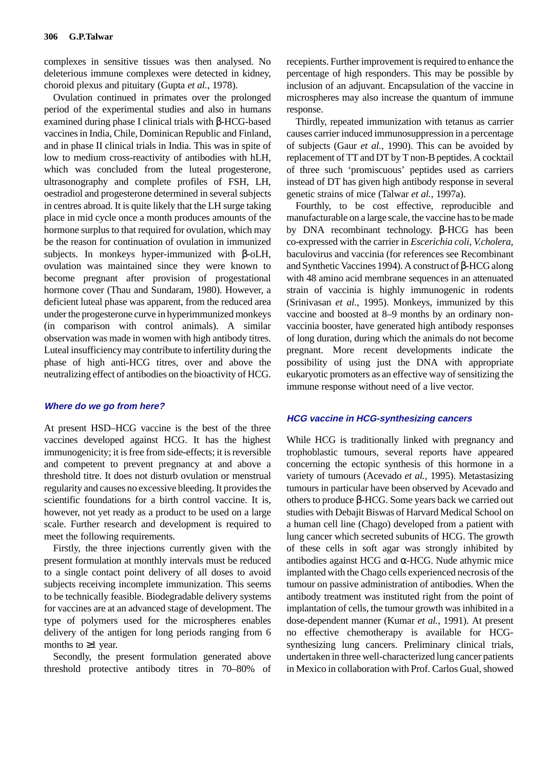complexes in sensitive tissues was then analysed. No deleterious immune complexes were detected in kidney, choroid plexus and pituitary (Gupta *et al.*, 1978).

Ovulation continued in primates over the prolonged period of the experimental studies and also in humans examined during phase I clinical trials with β-HCG-based vaccines in India, Chile, Dominican Republic and Finland, and in phase II clinical trials in India. This was in spite of low to medium cross-reactivity of antibodies with hLH, which was concluded from the luteal progesterone, ultrasonography and complete profiles of FSH, LH, oestradiol and progesterone determined in several subjects in centres abroad. It is quite likely that the LH surge taking place in mid cycle once a month produces amounts of the hormone surplus to that required for ovulation, which may be the reason for continuation of ovulation in immunized subjects. In monkeys hyper-immunized with β-oLH, ovulation was maintained since they were known to become pregnant after provision of progestational hormone cover (Thau and Sundaram, 1980). However, a deficient luteal phase was apparent, from the reduced area under the progesterone curve in hyperimmunized monkeys (in comparison with control animals). A similar observation was made in women with high antibody titres. Luteal insufficiency may contribute to infertility during the phase of high anti-HCG titres, over and above the neutralizing effect of antibodies on the bioactivity of HCG.

## Where do we go from here?

At present HSD–HCG vaccine is the best of the three vaccines developed against HCG. It has the highest immunogenicity; it is free from side-effects; it is reversible and competent to prevent pregnancy at and above a threshold titre. It does not disturb ovulation or menstrual regularity and causes no excessive bleeding. It provides the scientific foundations for a birth control vaccine. It is, however, not yet ready as a product to be used on a large scale. Further research and development is required to meet the following requirements.

Firstly, the three injections currently given with the present formulation at monthly intervals must be reduced to a single contact point delivery of all doses to avoid subjects receiving incomplete immunization. This seems to be technically feasible. Biodegradable delivery systems for vaccines are at an advanced stage of development. The type of polymers used for the microspheres enables delivery of the antigen for long periods ranging from 6 months to ≥1 year.

Secondly, the present formulation generated above threshold protective antibody titres in 70–80% of recepients. Further improvement is required to enhance the percentage of high responders. This may be possible by inclusion of an adjuvant. Encapsulation of the vaccine in microspheres may also increase the quantum of immune response.

Thirdly, repeated immunization with tetanus as carrier causes carrier induced immunosuppression in a percentage of subjects (Gaur *et al.*, 1990). This can be avoided by replacement of TT and DT by T non-B peptides. A cocktail of three such 'promiscuous' peptides used as carriers instead of DT has given high antibody response in several genetic strains of mice (Talwar *et al.*, 1997a).

Fourthly, to be cost effective, reproducible and manufacturable on a large scale, the vaccine has to be made by DNA recombinant technology. β-HCG has been co-expressed with the carrier in *Escerichia coli*, *V.cholera*, baculovirus and vaccinia (for references see Recombinant and Synthetic Vaccines 1994). A construct of β-HCG along with 48 amino acid membrane sequences in an attenuated strain of vaccinia is highly immunogenic in rodents (Srinivasan *et al.*, 1995). Monkeys, immunized by this vaccine and boosted at 8–9 months by an ordinary non-vaccinia booster, have generated high antibody responses of long duration, during which the animals do not become pregnant. More recent developments indicate the possibility of using just the DNA with appropriate eukaryotic promoters as an effective way of sensitizing the immune response without need of a live vector.

## HCG vaccine in HCG-synthesizing cancers

While HCG is traditionally linked with pregnancy and trophoblastic tumours, several reports have appeared concerning the ectopic synthesis of this hormone in a variety of tumours (Acevado *et al.*, 1995). Metastasizing tumours in particular have been observed by Acevado and others to produce β-HCG. Some years back we carried out studies with Debajit Biswas of Harvard Medical School on a human cell line (Chago) developed from a patient with lung cancer which secreted subunits of HCG. The growth of these cells in soft agar was strongly inhibited by antibodies against HCG and α-HCG. Nude athymic mice implanted with the Chago cells experienced necrosis of the tumour on passive administration of antibodies. When the antibody treatment was instituted right from the point of implantation of cells, the tumour growth was inhibited in a dose-dependent manner (Kumar *et al.*, 1991). At present no effective chemotherapy is available for HCG-synthesizing lung cancers. Preliminary clinical trials, undertaken in three well-characterized lung cancer patients in Mexico in collaboration with Prof. Carlos Gual, showed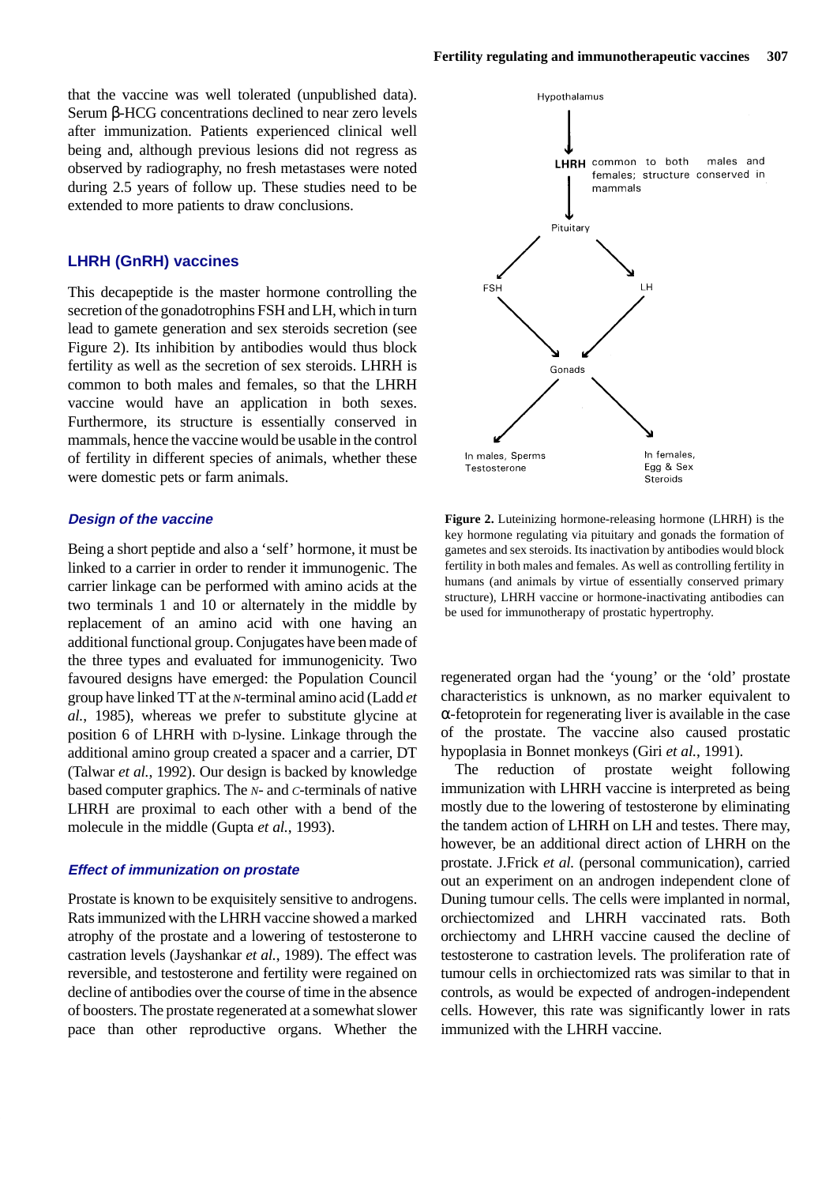that the vaccine was well tolerated (unpublished data). Serum β-HCG concentrations declined to near zero levels after immunization. Patients experienced clinical well being and, although previous lesions did not regress as observed by radiography, no fresh metastases were noted during 2.5 years of follow up. These studies need to be extended to more patients to draw conclusions.

## LHRH (GnRH) vaccines

This decapeptide is the master hormone controlling the secretion of the gonadotrophins FSH and LH, which in turn lead to gamete generation and sex steroids secretion (see Figure 2). Its inhibition by antibodies would thus block fertility as well as the secretion of sex steroids. LHRH is common to both males and females, so that the LHRH vaccine would have an application in both sexes. Furthermore, its structure is essentially conserved in mammals, hence the vaccine would be usable in the control of fertility in different species of animals, whether these were domestic pets or farm animals.

### *Design of the vaccine*

Being a short peptide and also a 'self' hormone, it must be linked to a carrier in order to render it immunogenic. The carrier linkage can be performed with amino acids at the two terminals 1 and 10 or alternately in the middle by replacement of an amino acid with one having an additional functional group. Conjugates have been made of the three types and evaluated for immunogenicity. Two favoured designs have emerged: the Population Council group have linked TT at the *N*-terminal amino acid (Ladd *et al.*, 1985), whereas we prefer to substitute glycine at position 6 of LHRH with D-lysine. Linkage through the additional amino group created a spacer and a carrier, DT (Talwar *et al.*, 1992). Our design is backed by knowledge based computer graphics. The *N*- and *C*-terminals of native LHRH are proximal to each other with a bend of the molecule in the middle (Gupta *et al.*, 1993).

### *Effect of immunization on prostate*

Prostate is known to be exquisitely sensitive to androgens. Rats immunized with the LHRH vaccine showed a marked atrophy of the prostate and a lowering of testosterone to castration levels (Jayshankar *et al.*, 1989). The effect was reversible, and testosterone and fertility were regained on decline of antibodies over the course of time in the absence of boosters. The prostate regenerated at a somewhat slower pace than other reproductive organs. Whether the regenerated organ had the 'young' or the 'old' prostate characteristics is unknown, as no marker equivalent to α-fetoprotein for regenerating liver is available in the case of the prostate. The vaccine also caused prostatic hypoplasia in Bonnet monkeys (Giri *et al.*, 1991).

The reduction of prostate weight following immunization with LHRH vaccine is interpreted as being mostly due to the lowering of testosterone by eliminating the tandem action of LHRH on LH and testes. There may, however, be an additional direct action of LHRH on the prostate. J.Frick *et al.* (personal communication), carried out an experiment on an androgen independent clone of Duning tumour cells. The cells were implanted in normal, orchiectomized and LHRH vaccinated rats. Both orchiectomy and LHRH vaccine caused the decline of testosterone to castration levels. The proliferation rate of tumour cells in orchiectomized rats was similar to that in controls, as would be expected of androgen-independent cells. However, this rate was significantly lower in rats immunized with the LHRH vaccine.

Hypothalamus → LHRH (common to both males and females; structure conserved in mammals) → Pituitary → FSH, LH → Gonads → In males, Sperms Testosterone; In females, Egg & Sex Steroids

**Figure 2.** Luteinizing hormone-releasing hormone (LHRH) is the key hormone regulating via pituitary and gonads the formation of gametes and sex steroids. Its inactivation by antibodies would block fertility in both males and females. As well as controlling fertility in humans (and animals by virtue of essentially conserved primary structure), LHRH vaccine or hormone-inactivating antibodies can be used for immunotherapy of prostatic hypertrophy.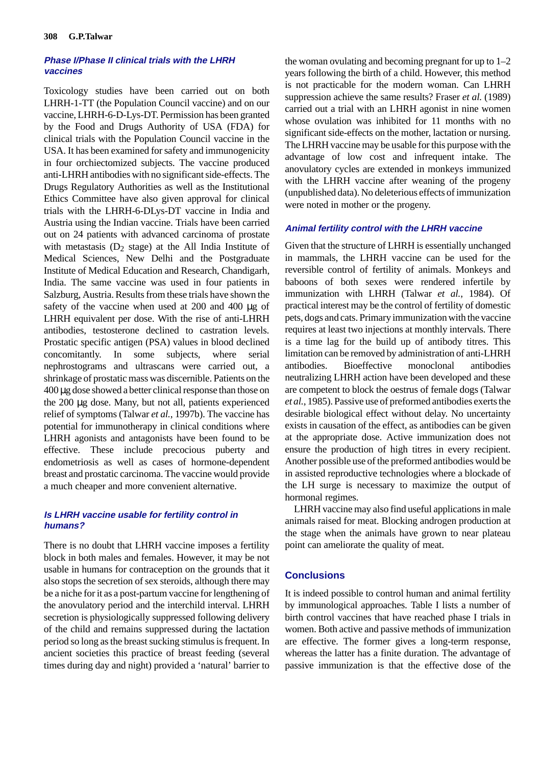### Phase I/Phase II clinical trials with the LHRH vaccines

Toxicology studies have been carried out on both LHRH-1-TT (the Population Council vaccine) and on our vaccine, LHRH-6-D-Lys-DT. Permission has been granted by the Food and Drugs Authority of USA (FDA) for clinical trials with the Population Council vaccine in the USA. It has been examined for safety and immunogenicity in four orchiectomized subjects. The vaccine produced anti-LHRH antibodies with no significant side-effects. The Drugs Regulatory Authorities as well as the Institutional Ethics Committee have also given approval for clinical trials with the LHRH-6-DLys-DT vaccine in India and Austria using the Indian vaccine. Trials have been carried out on 24 patients with advanced carcinoma of prostate with metastasis ($D_2$ stage) at the All India Institute of Medical Sciences, New Delhi and the Postgraduate Institute of Medical Education and Research, Chandigarh, India. The same vaccine was used in four patients in Salzburg, Austria. Results from these trials have shown the safety of the vaccine when used at 200 and 400 µg of LHRH equivalent per dose. With the rise of anti-LHRH antibodies, testosterone declined to castration levels. Prostatic specific antigen (PSA) values in blood declined concomitantly. In some subjects, where serial nephrostograms and ultrascans were carried out, a shrinkage of prostatic mass was discernible. Patients on the 400 µg dose showed a better clinical response than those on the 200 µg dose. Many, but not all, patients experienced relief of symptoms (Talwar *et al.*, 1997b). The vaccine has potential for immunotherapy in clinical conditions where LHRH agonists and antagonists have been found to be effective. These include precocious puberty and endometriosis as well as cases of hormone-dependent breast and prostatic carcinoma. The vaccine would provide a much cheaper and more convenient alternative.

### Is LHRH vaccine usable for fertility control in humans?

There is no doubt that LHRH vaccine imposes a fertility block in both males and females. However, it may be not usable in humans for contraception on the grounds that it also stops the secretion of sex steroids, although there may be a niche for it as a post-partum vaccine for lengthening of the anovulatory period and the interchild interval. LHRH secretion is physiologically suppressed following delivery of the child and remains suppressed during the lactation period so long as the breast sucking stimulus is frequent. In ancient societies this practice of breast feeding (several times during day and night) provided a 'natural' barrier to the woman ovulating and becoming pregnant for up to 1–2 years following the birth of a child. However, this method is not practicable for the modern woman. Can LHRH suppression achieve the same results? Fraser *et al.* (1989) carried out a trial with an LHRH agonist in nine women whose ovulation was inhibited for 11 months with no significant side-effects on the mother, lactation or nursing. The LHRH vaccine may be usable for this purpose with the advantage of low cost and infrequent intake. The anovulatory cycles are extended in monkeys immunized with the LHRH vaccine after weaning of the progeny (unpublished data). No deleterious effects of immunization were noted in mother or the progeny.

### Animal fertility control with the LHRH vaccine

Given that the structure of LHRH is essentially unchanged in mammals, the LHRH vaccine can be used for the reversible control of fertility of animals. Monkeys and baboons of both sexes were rendered infertile by immunization with LHRH (Talwar *et al.*, 1984). Of practical interest may be the control of fertility of domestic pets, dogs and cats. Primary immunization with the vaccine requires at least two injections at monthly intervals. There is a time lag for the build up of antibody titres. This limitation can be removed by administration of anti-LHRH antibodies. Bioeffective monoclonal antibodies neutralizing LHRH action have been developed and these are competent to block the oestrus of female dogs (Talwar *et al.*, 1985). Passive use of preformed antibodies exerts the desirable biological effect without delay. No uncertainty exists in causation of the effect, as antibodies can be given at the appropriate dose. Active immunization does not ensure the production of high titres in every recipient. Another possible use of the preformed antibodies would be in assisted reproductive technologies where a blockade of the LH surge is necessary to maximize the output of hormonal regimes.

LHRH vaccine may also find useful applications in male animals raised for meat. Blocking androgen production at the stage when the animals have grown to near plateau point can ameliorate the quality of meat.

## Conclusions

It is indeed possible to control human and animal fertility by immunological approaches. Table I lists a number of birth control vaccines that have reached phase I trials in women. Both active and passive methods of immunization are effective. The former gives a long-term response, whereas the latter has a finite duration. The advantage of passive immunization is that the effective dose of the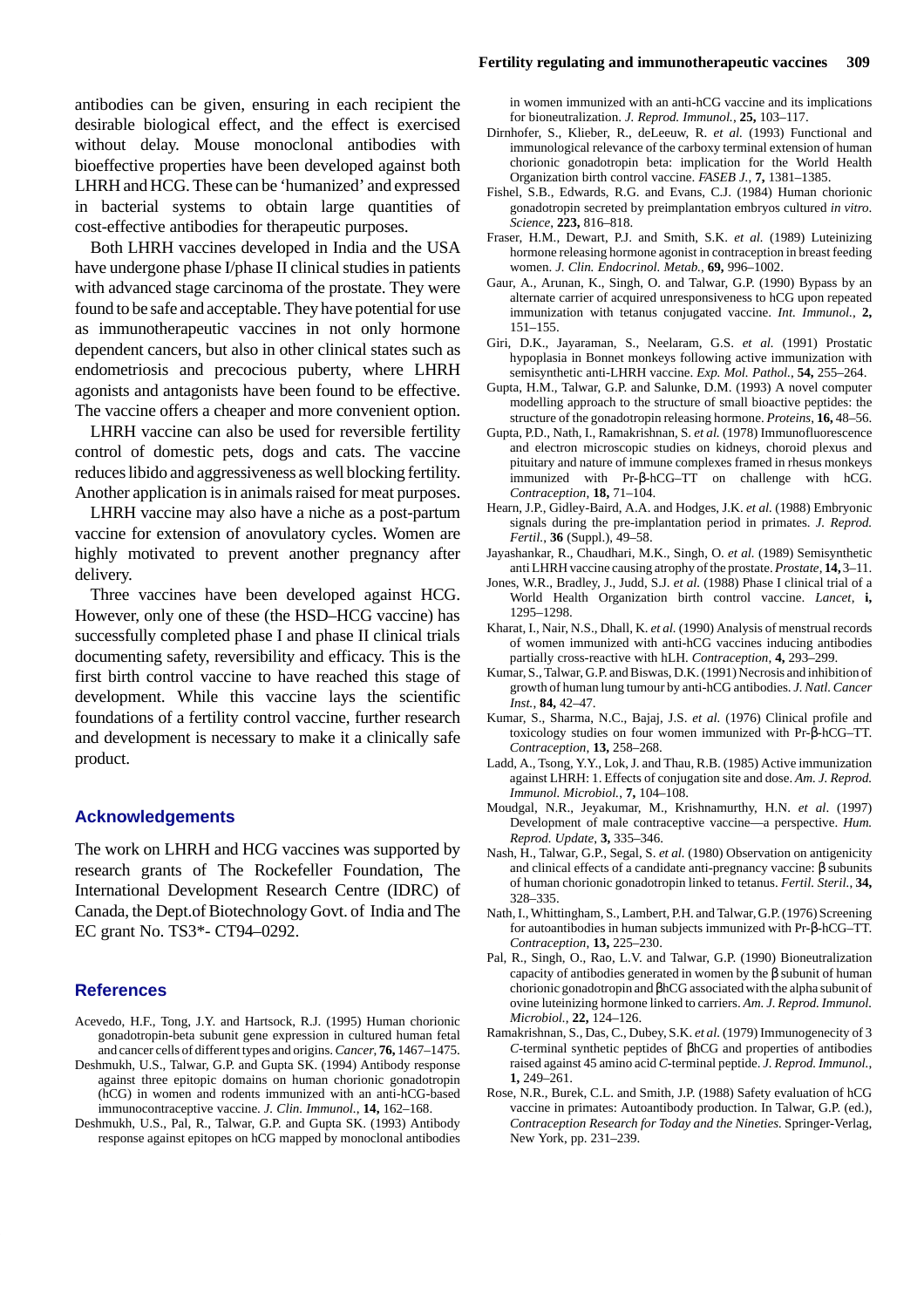antibodies can be given, ensuring in each recipient the desirable biological effect, and the effect is exercised without delay. Mouse monoclonal antibodies with bioeffective properties have been developed against both LHRH and HCG. These can be 'humanized' and expressed in bacterial systems to obtain large quantities of cost-effective antibodies for therapeutic purposes.

Both LHRH vaccines developed in India and the USA have undergone phase I/phase II clinical studies in patients with advanced stage carcinoma of the prostate. They were found to be safe and acceptable. They have potential for use as immunotherapeutic vaccines in not only hormone dependent cancers, but also in other clinical states such as endometriosis and precocious puberty, where LHRH agonists and antagonists have been found to be effective. The vaccine offers a cheaper and more convenient option.

LHRH vaccine can also be used for reversible fertility control of domestic pets, dogs and cats. The vaccine reduces libido and aggressiveness as well blocking fertility. Another application is in animals raised for meat purposes.

LHRH vaccine may also have a niche as a post-partum vaccine for extension of anovulatory cycles. Women are highly motivated to prevent another pregnancy after delivery.

Three vaccines have been developed against HCG. However, only one of these (the HSD–HCG vaccine) has successfully completed phase I and phase II clinical trials documenting safety, reversibility and efficacy. This is the first birth control vaccine to have reached this stage of development. While this vaccine lays the scientific foundations of a fertility control vaccine, further research and development is necessary to make it a clinically safe product.

## Acknowledgements

The work on LHRH and HCG vaccines was supported by research grants of The Rockefeller Foundation, The International Development Research Centre (IDRC) of Canada, the Dept.of Biotechnology Govt. of India and The EC grant No. TS3*- CT94–0292.

## References

Acevedo, H.F., Tong, J.Y. and Hartsock, R.J. (1995) Human chorionic gonadotropin-beta subunit gene expression in cultured human fetal and cancer cells of different types and origins. *Cancer*, **76,** 1467–1475.

Deshmukh, U.S., Talwar, G.P. and Gupta SK. (1994) Antibody response against three epitopic domains on human chorionic gonadotropin (hCG) in women and rodents immunized with an anti-hCG-based immunocontraceptive vaccine. *J. Clin. Immunol.*, **14,** 162–168.

Deshmukh, U.S., Pal, R., Talwar, G.P. and Gupta SK. (1993) Antibody response against epitopes on hCG mapped by monoclonal antibodies in women immunized with an anti-hCG vaccine and its implications for bioneutralization. *J. Reprod. Immunol.*, **25,** 103–117.

Dirnhofer, S., Klieber, R., deLeeuw, R. *et al.* (1993) Functional and immunological relevance of the carboxy terminal extension of human chorionic gonadotropin beta: implication for the World Health Organization birth control vaccine. *FASEB J.*, **7,** 1381–1385.

Fishel, S.B., Edwards, R.G. and Evans, C.J. (1984) Human chorionic gonadotropin secreted by preimplantation embryos cultured *in vitro*. *Science*, **223,** 816–818.

Fraser, H.M., Dewart, P.J. and Smith, S.K. *et al.* (1989) Luteinizing hormone releasing hormone agonist in contraception in breast feeding women. *J. Clin. Endocrinol. Metab.*, **69,** 996–1002.

Gaur, A., Arunan, K., Singh, O. and Talwar, G.P. (1990) Bypass by an alternate carrier of acquired unresponsiveness to hCG upon repeated immunization with tetanus conjugated vaccine. *Int. Immunol.*, **2,** 151–155.

Giri, D.K., Jayaraman, S., Neelaram, G.S. *et al.* (1991) Prostatic hypoplasia in Bonnet monkeys following active immunization with semisynthetic anti-LHRH vaccine. *Exp. Mol. Pathol.*, **54,** 255–264.

Gupta, H.M., Talwar, G.P. and Salunke, D.M. (1993) A novel computer modelling approach to the structure of small bioactive peptides: the structure of the gonadotropin releasing hormone. *Proteins*, **16,** 48–56.

Gupta, P.D., Nath, I., Ramakrishnan, S. *et al.* (1978) Immunofluorescence and electron microscopic studies on kidneys, choroid plexus and pituitary and nature of immune complexes framed in rhesus monkeys immunized with Pr-β-hCG–TT on challenge with hCG. *Contraception*, **18,** 71–104.

Hearn, J.P., Gidley-Baird, A.A. and Hodges, J.K. *et al.* (1988) Embryonic signals during the pre-implantation period in primates. *J. Reprod. Fertil.*, **36** (Suppl.), 49–58.

Jayashankar, R., Chaudhari, M.K., Singh, O. *et al.* (1989) Semisynthetic anti LHRH vaccine causing atrophy of the prostate. *Prostate*, **14,** 3–11.

Jones, W.R., Bradley, J., Judd, S.J. *et al.* (1988) Phase I clinical trial of a World Health Organization birth control vaccine. *Lancet*, **i,** 1295–1298.

Kharat, I., Nair, N.S., Dhall, K. *et al.* (1990) Analysis of menstrual records of women immunized with anti-hCG vaccines inducing antibodies partially cross-reactive with hLH. *Contraception*, **4,** 293–299.

Kumar, S., Talwar, G.P. and Biswas, D.K. (1991) Necrosis and inhibition of growth of human lung tumour by anti-hCG antibodies. *J. Natl. Cancer Inst.*, **84,** 42–47.

Kumar, S., Sharma, N.C., Bajaj, J.S. *et al.* (1976) Clinical profile and toxicology studies on four women immunized with Pr-β-hCG–TT. *Contraception*, **13,** 258–268.

Ladd, A., Tsong, Y.Y., Lok, J. and Thau, R.B. (1985) Active immunization against LHRH: 1. Effects of conjugation site and dose. *Am. J. Reprod. Immunol. Microbiol.*, **7,** 104–108.

Moudgal, N.R., Jeyakumar, M., Krishnamurthy, H.N. *et al.* (1997) Development of male contraceptive vaccine—a perspective. *Hum. Reprod. Update*, **3,** 335–346.

Nash, H., Talwar, G.P., Segal, S. *et al.* (1980) Observation on antigenicity and clinical effects of a candidate anti-pregnancy vaccine: β subunits of human chorionic gonadotropin linked to tetanus. *Fertil. Steril.*, **34,** 328–335.

Nath, I., Whittingham, S., Lambert, P.H. and Talwar, G.P. (1976) Screening for autoantibodies in human subjects immunized with Pr-β-hCG–TT. *Contraception*, **13,** 225–230.

Pal, R., Singh, O., Rao, L.V. and Talwar, G.P. (1990) Bioneutralization capacity of antibodies generated in women by the β subunit of human chorionic gonadotropin and βhCG associated with the alpha subunit of ovine luteinizing hormone linked to carriers. *Am. J. Reprod. Immunol. Microbiol.*, **22,** 124–126.

Ramakrishnan, S., Das, C., Dubey, S.K. *et al.* (1979) Immunogenecity of 3 *C*-terminal synthetic peptides of βhCG and properties of antibodies raised against 45 amino acid *C*-terminal peptide. *J. Reprod. Immunol.*, **1,** 249–261.

Rose, N.R., Burek, C.L. and Smith, J.P. (1988) Safety evaluation of hCG vaccine in primates: Autoantibody production. In Talwar, G.P. (ed.), *Contraception Research for Today and the Nineties.* Springer-Verlag, New York, pp. 231–239.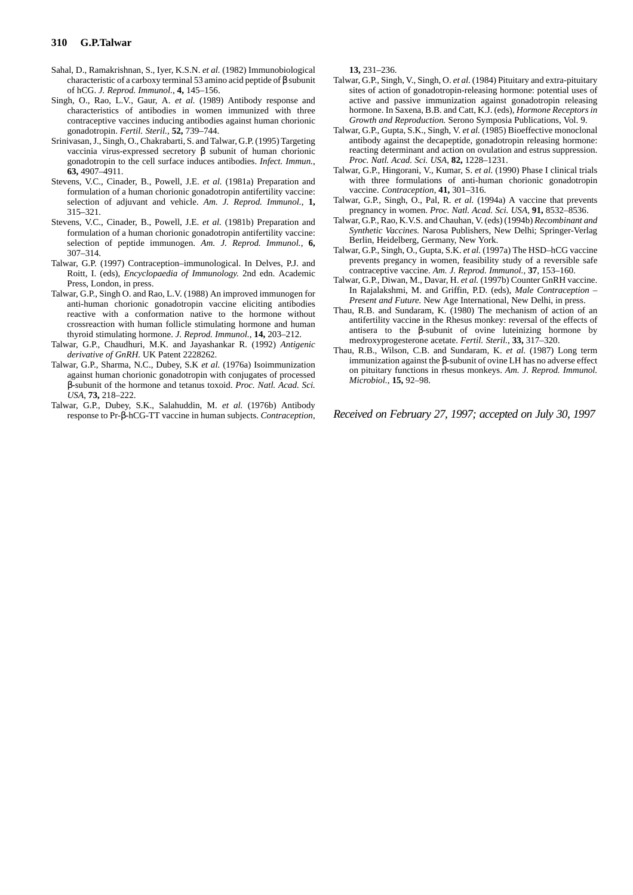Sahal, D., Ramakrishnan, S., Iyer, K.S.N. *et al.* (1982) Immunobiological characteristic of a carboxy terminal 53 amino acid peptide of β subunit of hCG. *J. Reprod. Immunol.*, **4,** 145–156.

Singh, O., Rao, L.V., Gaur, A. *et al.* (1989) Antibody response and characteristics of antibodies in women immunized with three contraceptive vaccines inducing antibodies against human chorionic gonadotropin. *Fertil. Steril.*, **52,** 739–744.

Srinivasan, J., Singh, O., Chakrabarti, S. and Talwar, G.P. (1995) Targeting vaccinia virus-expressed secretory β subunit of human chorionic gonadotropin to the cell surface induces antibodies. *Infect. Immun.*, **63,** 4907–4911.

Stevens, V.C., Cinader, B., Powell, J.E. *et al.* (1981a) Preparation and formulation of a human chorionic gonadotropin antifertility vaccine: selection of adjuvant and vehicle. *Am. J. Reprod. Immunol.*, **1,** 315–321.

Stevens, V.C., Cinader, B., Powell, J.E. *et al.* (1981b) Preparation and formulation of a human chorionic gonadotropin antifertility vaccine: selection of peptide immunogen. *Am. J. Reprod. Immunol.*, **6,** 307–314.

Talwar, G.P. (1997) Contraception–immunological. In Delves, P.J. and Roitt, I. (eds), *Encyclopaedia of Immunology.* 2nd edn. Academic Press, London, in press.

Talwar, G.P., Singh O. and Rao, L.V. (1988) An improved immunogen for anti-human chorionic gonadotropin vaccine eliciting antibodies reactive with a conformation native to the hormone without crossreaction with human follicle stimulating hormone and human thyroid stimulating hormone. *J. Reprod. Immunol.*, **14,** 203–212.

Talwar, G.P., Chaudhuri, M.K. and Jayashankar R. (1992) *Antigenic derivative of GnRH.* UK Patent 2228262.

Talwar, G.P., Sharma, N.C., Dubey, S.K *et al.* (1976a) Isoimmunization against human chorionic gonadotropin with conjugates of processed β-subunit of the hormone and tetanus toxoid. *Proc. Natl. Acad. Sci. USA*, **73,** 218–222.

Talwar, G.P., Dubey, S.K., Salahuddin, M. *et al.* (1976b) Antibody response to Pr-β-hCG-TT vaccine in human subjects. *Contraception*, **13,** 231–236.

Talwar, G.P., Singh, V., Singh, O. *et al.* (1984) Pituitary and extra-pituitary sites of action of gonadotropin-releasing hormone: potential uses of active and passive immunization against gonadotropin releasing hormone. In Saxena, B.B. and Catt, K.J. (eds), *Hormone Receptors in Growth and Reproduction.* Serono Symposia Publications, Vol. 9.

Talwar, G.P., Gupta, S.K., Singh, V. *et al.* (1985) Bioeffective monoclonal antibody against the decapeptide, gonadotropin releasing hormone: reacting determinant and action on ovulation and estrus suppression. *Proc. Natl. Acad. Sci. USA*, **82,** 1228–1231.

Talwar, G.P., Hingorani, V., Kumar, S. *et al.* (1990) Phase I clinical trials with three formulations of anti-human chorionic gonadotropin vaccine. *Contraception*, **41,** 301–316.

Talwar, G.P., Singh, O., Pal, R. *et al.* (1994a) A vaccine that prevents pregnancy in women. *Proc. Natl. Acad. Sci. USA*, **91,** 8532–8536.

Talwar, G.P., Rao, K.V.S. and Chauhan, V. (eds) (1994b) *Recombinant and Synthetic Vaccines.* Narosa Publishers, New Delhi; Springer-Verlag Berlin, Heidelberg, Germany, New York.

Talwar, G.P., Singh, O., Gupta, S.K. *et al.* (1997a) The HSD–hCG vaccine prevents pregancy in women, feasibility study of a reversible safe contraceptive vaccine. *Am. J. Reprod. Immunol.*, **37**, 153–160.

Talwar, G.P., Diwan, M., Davar, H. *et al.* (1997b) Counter GnRH vaccine. In Rajalakshmi, M. and Griffin, P.D. (eds), *Male Contraception – Present and Future.* New Age International, New Delhi, in press.

Thau, R.B. and Sundaram, K. (1980) The mechanism of action of an antifertility vaccine in the Rhesus monkey: reversal of the effects of antisera to the β-subunit of ovine luteinizing hormone by medroxyprogesterone acetate. *Fertil. Steril.*, **33,** 317–320.

Thau, R.B., Wilson, C.B. and Sundaram, K. *et al.* (1987) Long term immunization against the β-subunit of ovine LH has no adverse effect on pituitary functions in rhesus monkeys. *Am. J. Reprod. Immunol. Microbiol.*, **15,** 92–98.

*Received on February 27, 1997; accepted on July 30, 1997*